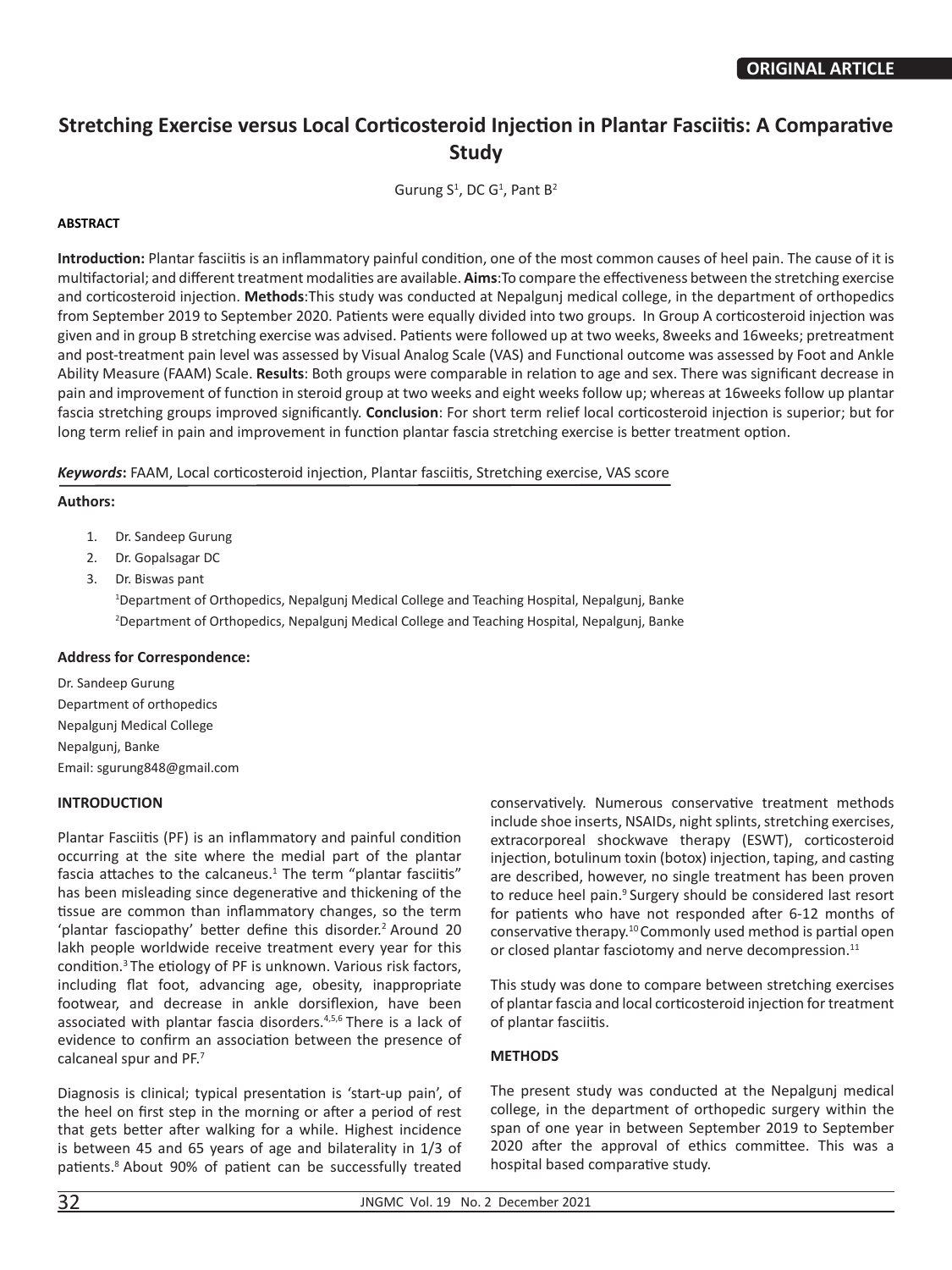ORIGINAL ARTICLE

# Stretching Exercise versus Local Corticosteroid Injection in Plantar Fasciitis: A Comparative Study

Gurung S[1], DC G[1], Pant B[2]

**ABSTRACT**

**Introduction:** Plantar fasciitis is an inflammatory painful condition, one of the most common causes of heel pain. The cause of it is multifactorial; and different treatment modalities are available. **Aims**:To compare the effectiveness between the stretching exercise and corticosteroid injection. **Methods**:This study was conducted at Nepalgunj medical college, in the department of orthopedics from September 2019 to September 2020. Patients were equally divided into two groups. In Group A corticosteroid injection was given and in group B stretching exercise was advised. Patients were followed up at two weeks, 8weeks and 16weeks; pretreatment and post-treatment pain level was assessed by Visual Analog Scale (VAS) and Functional outcome was assessed by Foot and Ankle Ability Measure (FAAM) Scale. **Results**: Both groups were comparable in relation to age and sex. There was significant decrease in pain and improvement of function in steroid group at two weeks and eight weeks follow up; whereas at 16weeks follow up plantar fascia stretching groups improved significantly. **Conclusion**: For short term relief local corticosteroid injection is superior; but for long term relief in pain and improvement in function plantar fascia stretching exercise is better treatment option.

***Keywords*:** FAAM, Local corticosteroid injection, Plantar fasciitis, Stretching exercise, VAS score

**Authors:**

1. Dr. Sandeep Gurung
2. Dr. Gopalsagar DC
3. Dr. Biswas pant

[1]Department of Orthopedics, Nepalgunj Medical College and Teaching Hospital, Nepalgunj, Banke

[2]Department of Orthopedics, Nepalgunj Medical College and Teaching Hospital, Nepalgunj, Banke

**Address for Correspondence:**

Dr. Sandeep Gurung
Department of orthopedics
Nepalgunj Medical College
Nepalgunj, Banke
Email: sgurung848@gmail.com

## INTRODUCTION

Plantar Fasciitis (PF) is an inflammatory and painful condition occurring at the site where the medial part of the plantar fascia attaches to the calcaneus.[1] The term "plantar fasciitis" has been misleading since degenerative and thickening of the tissue are common than inflammatory changes, so the term 'plantar fasciopathy' better define this disorder.[2] Around 20 lakh people worldwide receive treatment every year for this condition.[3] The etiology of PF is unknown. Various risk factors, including flat foot, advancing age, obesity, inappropriate footwear, and decrease in ankle dorsiflexion, have been associated with plantar fascia disorders.[4,5,6] There is a lack of evidence to confirm an association between the presence of calcaneal spur and PF.[7]

Diagnosis is clinical; typical presentation is 'start-up pain', of the heel on first step in the morning or after a period of rest that gets better after walking for a while. Highest incidence is between 45 and 65 years of age and bilaterality in 1/3 of patients.[8] About 90% of patient can be successfully treated conservatively. Numerous conservative treatment methods include shoe inserts, NSAIDs, night splints, stretching exercises, extracorporeal shockwave therapy (ESWT), corticosteroid injection, botulinum toxin (botox) injection, taping, and casting are described, however, no single treatment has been proven to reduce heel pain.[9] Surgery should be considered last resort for patients who have not responded after 6-12 months of conservative therapy.[10] Commonly used method is partial open or closed plantar fasciotomy and nerve decompression.[11]

This study was done to compare between stretching exercises of plantar fascia and local corticosteroid injection for treatment of plantar fasciitis.

## METHODS

The present study was conducted at the Nepalgunj medical college, in the department of orthopedic surgery within the span of one year in between September 2019 to September 2020 after the approval of ethics committee. This was a hospital based comparative study.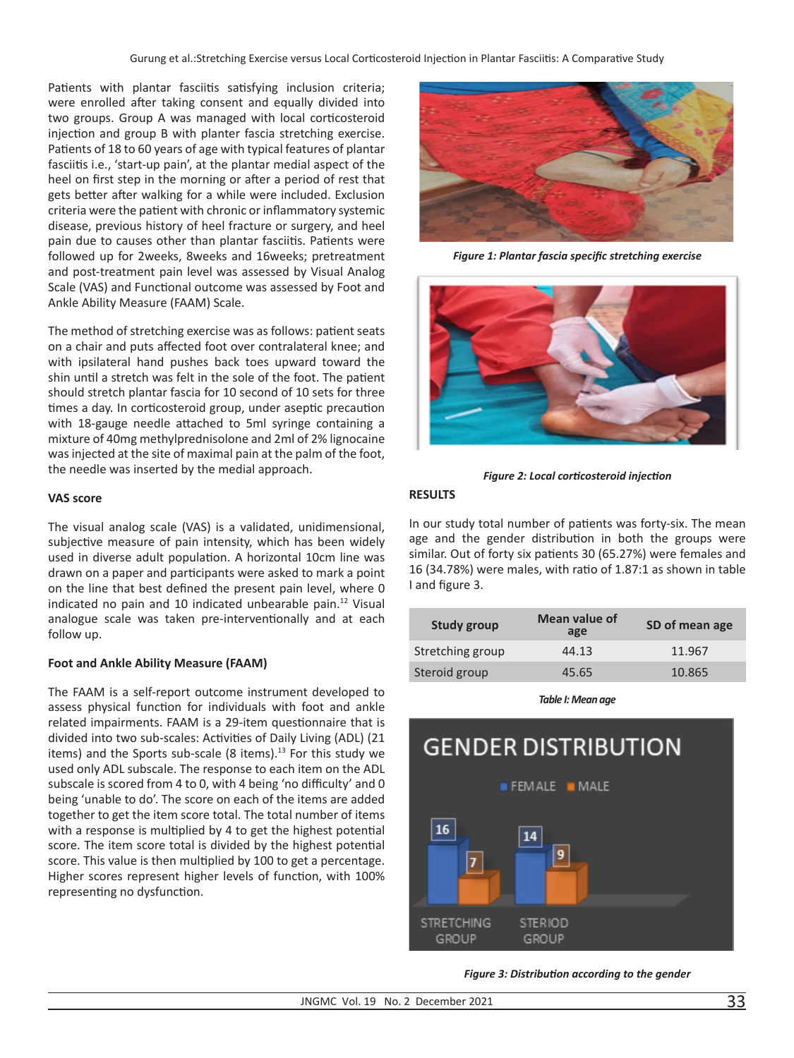Patients with plantar fasciitis satisfying inclusion criteria; were enrolled after taking consent and equally divided into two groups. Group A was managed with local corticosteroid injection and group B with planter fascia stretching exercise. Patients of 18 to 60 years of age with typical features of plantar fasciitis i.e., 'start-up pain', at the plantar medial aspect of the heel on first step in the morning or after a period of rest that gets better after walking for a while were included. Exclusion criteria were the patient with chronic or inflammatory systemic disease, previous history of heel fracture or surgery, and heel pain due to causes other than plantar fasciitis. Patients were followed up for 2weeks, 8weeks and 16weeks; pretreatment and post-treatment pain level was assessed by Visual Analog Scale (VAS) and Functional outcome was assessed by Foot and Ankle Ability Measure (FAAM) Scale.

The method of stretching exercise was as follows: patient seats on a chair and puts affected foot over contralateral knee; and with ipsilateral hand pushes back toes upward toward the shin until a stretch was felt in the sole of the foot. The patient should stretch plantar fascia for 10 second of 10 sets for three times a day. In corticosteroid group, under aseptic precaution with 18-gauge needle attached to 5ml syringe containing a mixture of 40mg methylprednisolone and 2ml of 2% lignocaine was injected at the site of maximal pain at the palm of the foot, the needle was inserted by the medial approach.

*Figure 1: Plantar fascia specific stretching exercise*

*Figure 2: Local corticosteroid injection*

#### VAS score

The visual analog scale (VAS) is a validated, unidimensional, subjective measure of pain intensity, which has been widely used in diverse adult population. A horizontal 10cm line was drawn on a paper and participants were asked to mark a point on the line that best defined the present pain level, where 0 indicated no pain and 10 indicated unbearable pain.[12] Visual analogue scale was taken pre-interventionally and at each follow up.

#### Foot and Ankle Ability Measure (FAAM)

The FAAM is a self-report outcome instrument developed to assess physical function for individuals with foot and ankle related impairments. FAAM is a 29-item questionnaire that is divided into two sub-scales: Activities of Daily Living (ADL) (21 items) and the Sports sub-scale (8 items).[13] For this study we used only ADL subscale. The response to each item on the ADL subscale is scored from 4 to 0, with 4 being 'no difficulty' and 0 being 'unable to do'. The score on each of the items are added together to get the item score total. The total number of items with a response is multiplied by 4 to get the highest potential score. The item score total is divided by the highest potential score. This value is then multiplied by 100 to get a percentage. Higher scores represent higher levels of function, with 100% representing no dysfunction.

## RESULTS

In our study total number of patients was forty-six. The mean age and the gender distribution in both the groups were similar. Out of forty six patients 30 (65.27%) were females and 16 (34.78%) were males, with ratio of 1.87:1 as shown in table I and figure 3.

| Study group | Mean value of age | SD of mean age |
|---|---|---|
| Stretching group | 44.13 | 11.967 |
| Steroid group | 45.65 | 10.865 |

*Table I: Mean age*

*Figure 3: Distribution according to the gender*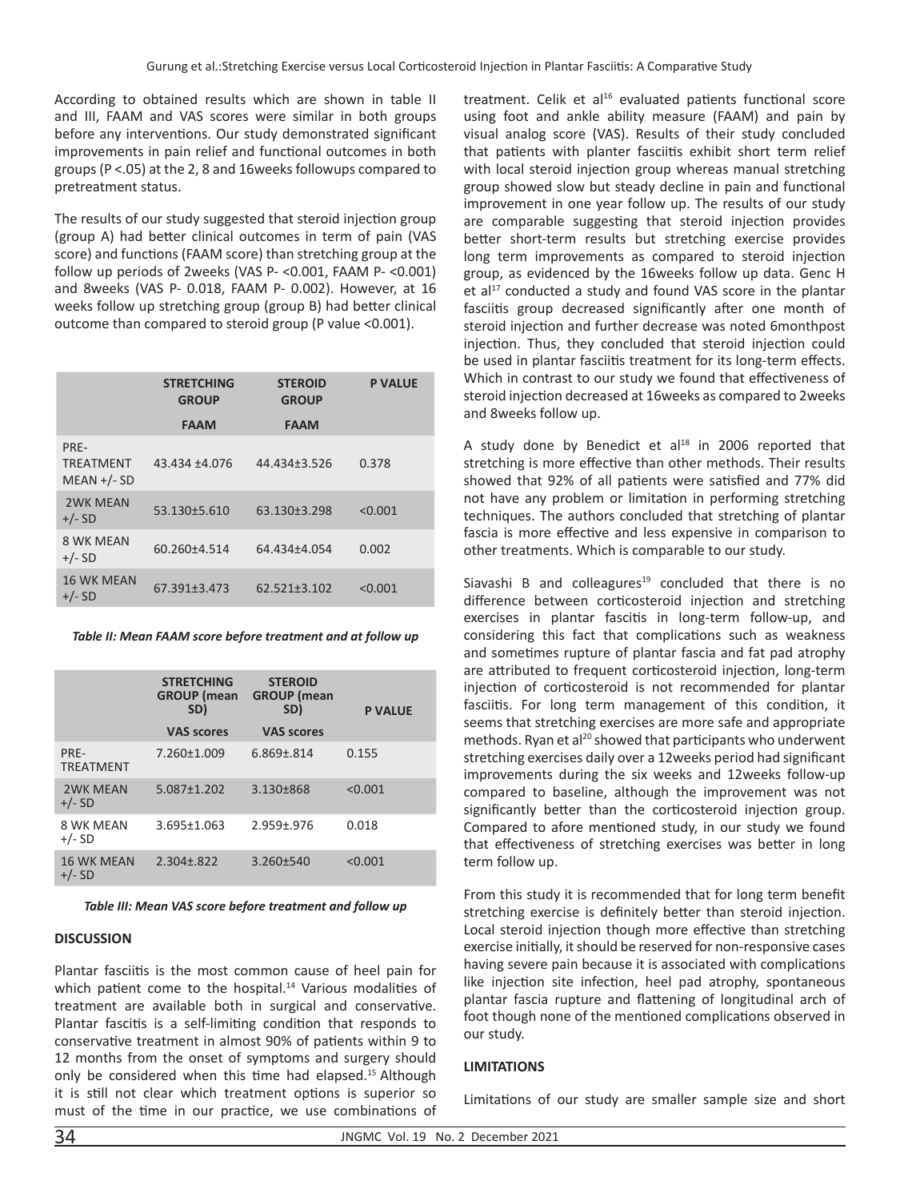According to obtained results which are shown in table II and III, FAAM and VAS scores were similar in both groups before any interventions. Our study demonstrated significant improvements in pain relief and functional outcomes in both groups (P <.05) at the 2, 8 and 16weeks followups compared to pretreatment status.

The results of our study suggested that steroid injection group (group A) had better clinical outcomes in term of pain (VAS score) and functions (FAAM score) than stretching group at the follow up periods of 2weeks (VAS P- <0.001, FAAM P- <0.001) and 8weeks (VAS P- 0.018, FAAM P- 0.002). However, at 16 weeks follow up stretching group (group B) had better clinical outcome than compared to steroid group (P value <0.001).

| | STRETCHING GROUP | STEROID GROUP | P VALUE |
|---|---|---|---|
| | FAAM | FAAM | |
| PRE-TREATMENT MEAN +/- SD | 43.434 ±4.076 | 44.434±3.526 | 0.378 |
| 2WK MEAN +/- SD | 53.130±5.610 | 63.130±3.298 | <0.001 |
| 8 WK MEAN +/- SD | 60.260±4.514 | 64.434±4.054 | 0.002 |
| 16 WK MEAN +/- SD | 67.391±3.473 | 62.521±3.102 | <0.001 |

*Table II: Mean FAAM score before treatment and at follow up*

| | STRETCHING GROUP (mean SD) | STEROID GROUP (mean SD) | P VALUE |
|---|---|---|---|
| | VAS scores | VAS scores | |
| PRE-TREATMENT | 7.260±1.009 | 6.869±.814 | 0.155 |
| 2WK MEAN +/- SD | 5.087±1.202 | 3.130±868 | <0.001 |
| 8 WK MEAN +/- SD | 3.695±1.063 | 2.959±.976 | 0.018 |
| 16 WK MEAN +/- SD | 2.304±.822 | 3.260±540 | <0.001 |

*Table III: Mean VAS score before treatment and follow up*

## DISCUSSION

Plantar fasciitis is the most common cause of heel pain for which patient come to the hospital.[14] Various modalities of treatment are available both in surgical and conservative. Plantar fascitis is a self-limiting condition that responds to conservative treatment in almost 90% of patients within 9 to 12 months from the onset of symptoms and surgery should only be considered when this time had elapsed.[15] Although it is still not clear which treatment options is superior so must of the time in our practice, we use combinations of treatment. Celik et al[16] evaluated patients functional score using foot and ankle ability measure (FAAM) and pain by visual analog score (VAS). Results of their study concluded that patients with planter fasciitis exhibit short term relief with local steroid injection group whereas manual stretching group showed slow but steady decline in pain and functional improvement in one year follow up. The results of our study are comparable suggesting that steroid injection provides better short-term results but stretching exercise provides long term improvements as compared to steroid injection group, as evidenced by the 16weeks follow up data. Genc H et al[17] conducted a study and found VAS score in the plantar fasciitis group decreased significantly after one month of steroid injection and further decrease was noted 6monthpost injection. Thus, they concluded that steroid injection could be used in plantar fasciitis treatment for its long-term effects. Which in contrast to our study we found that effectiveness of steroid injection decreased at 16weeks as compared to 2weeks and 8weeks follow up.

A study done by Benedict et al[18] in 2006 reported that stretching is more effective than other methods. Their results showed that 92% of all patients were satisfied and 77% did not have any problem or limitation in performing stretching techniques. The authors concluded that stretching of plantar fascia is more effective and less expensive in comparison to other treatments. Which is comparable to our study.

Siavashi B and colleagures[19] concluded that there is no difference between corticosteroid injection and stretching exercises in plantar fascitis in long-term follow-up, and considering this fact that complications such as weakness and sometimes rupture of plantar fascia and fat pad atrophy are attributed to frequent corticosteroid injection, long-term injection of corticosteroid is not recommended for plantar fasciitis. For long term management of this condition, it seems that stretching exercises are more safe and appropriate methods. Ryan et al[20] showed that participants who underwent stretching exercises daily over a 12weeks period had significant improvements during the six weeks and 12weeks follow-up compared to baseline, although the improvement was not significantly better than the corticosteroid injection group. Compared to afore mentioned study, in our study we found that effectiveness of stretching exercises was better in long term follow up.

From this study it is recommended that for long term benefit stretching exercise is definitely better than steroid injection. Local steroid injection though more effective than stretching exercise initially, it should be reserved for non-responsive cases having severe pain because it is associated with complications like injection site infection, heel pad atrophy, spontaneous plantar fascia rupture and flattening of longitudinal arch of foot though none of the mentioned complications observed in our study.

## LIMITATIONS

Limitations of our study are smaller sample size and short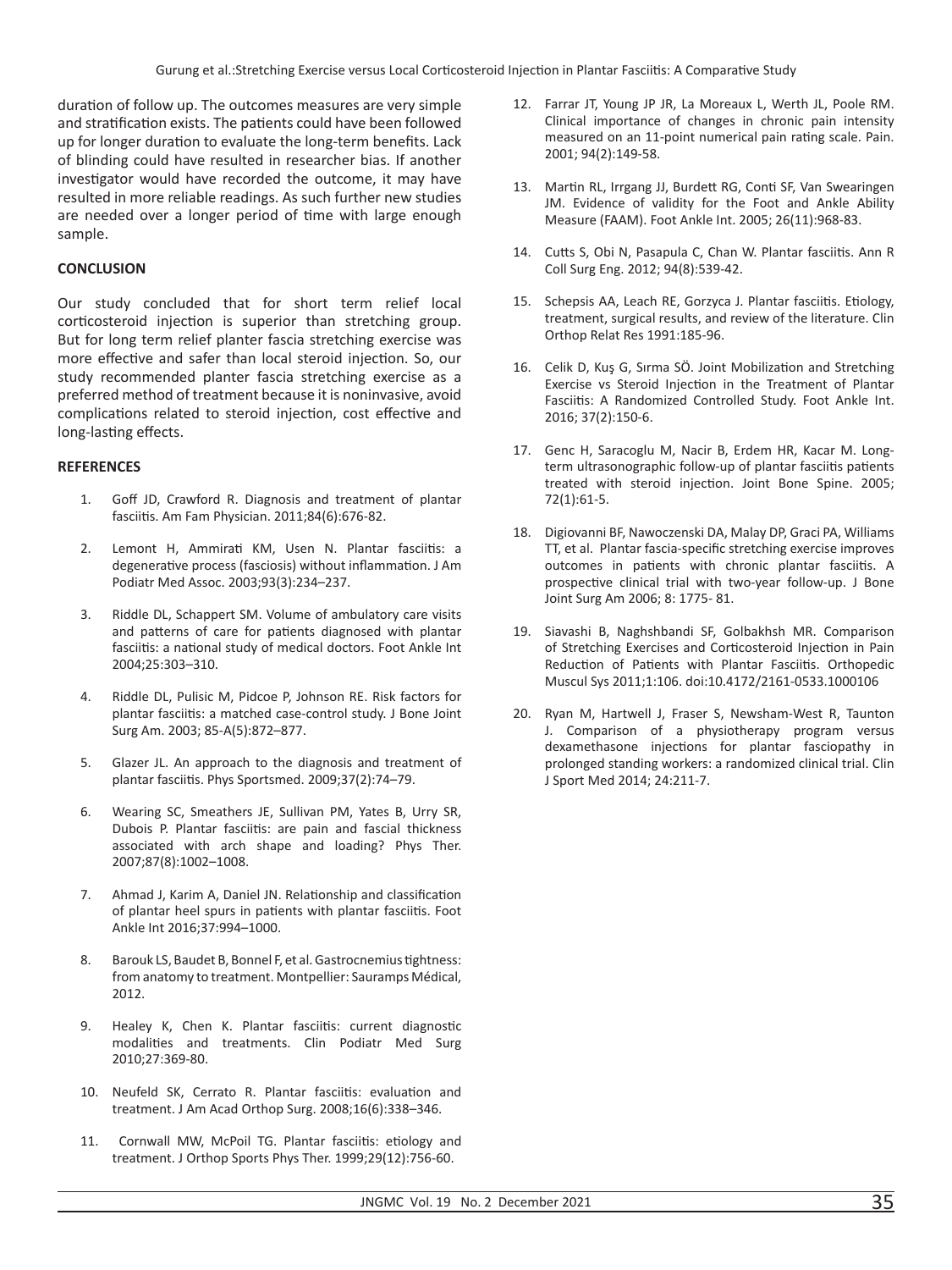duration of follow up. The outcomes measures are very simple and stratification exists. The patients could have been followed up for longer duration to evaluate the long-term benefits. Lack of blinding could have resulted in researcher bias. If another investigator would have recorded the outcome, it may have resulted in more reliable readings. As such further new studies are needed over a longer period of time with large enough sample.

## CONCLUSION

Our study concluded that for short term relief local corticosteroid injection is superior than stretching group. But for long term relief planter fascia stretching exercise was more effective and safer than local steroid injection. So, our study recommended planter fascia stretching exercise as a preferred method of treatment because it is noninvasive, avoid complications related to steroid injection, cost effective and long-lasting effects.

## REFERENCES

1. Goff JD, Crawford R. Diagnosis and treatment of plantar fasciitis. Am Fam Physician. 2011;84(6):676-82.
2. Lemont H, Ammirati KM, Usen N. Plantar fasciitis: a degenerative process (fasciosis) without inflammation. J Am Podiatr Med Assoc. 2003;93(3):234–237.
3. Riddle DL, Schappert SM. Volume of ambulatory care visits and patterns of care for patients diagnosed with plantar fasciitis: a national study of medical doctors. Foot Ankle Int 2004;25:303–310.
4. Riddle DL, Pulisic M, Pidcoe P, Johnson RE. Risk factors for plantar fasciitis: a matched case-control study. J Bone Joint Surg Am. 2003; 85-A(5):872–877.
5. Glazer JL. An approach to the diagnosis and treatment of plantar fasciitis. Phys Sportsmed. 2009;37(2):74–79.
6. Wearing SC, Smeathers JE, Sullivan PM, Yates B, Urry SR, Dubois P. Plantar fasciitis: are pain and fascial thickness associated with arch shape and loading? Phys Ther. 2007;87(8):1002–1008.
7. Ahmad J, Karim A, Daniel JN. Relationship and classification of plantar heel spurs in patients with plantar fasciitis. Foot Ankle Int 2016;37:994–1000.
8. Barouk LS, Baudet B, Bonnel F, et al. Gastrocnemius tightness: from anatomy to treatment. Montpellier: Sauramps Médical, 2012.
9. Healey K, Chen K. Plantar fasciitis: current diagnostic modalities and treatments. Clin Podiatr Med Surg 2010;27:369-80.
10. Neufeld SK, Cerrato R. Plantar fasciitis: evaluation and treatment. J Am Acad Orthop Surg. 2008;16(6):338–346.
11. Cornwall MW, McPoil TG. Plantar fasciitis: etiology and treatment. J Orthop Sports Phys Ther. 1999;29(12):756-60.
12. Farrar JT, Young JP JR, La Moreaux L, Werth JL, Poole RM. Clinical importance of changes in chronic pain intensity measured on an 11-point numerical pain rating scale. Pain. 2001; 94(2):149-58.
13. Martin RL, Irrgang JJ, Burdett RG, Conti SF, Van Swearingen JM. Evidence of validity for the Foot and Ankle Ability Measure (FAAM). Foot Ankle Int. 2005; 26(11):968-83.
14. Cutts S, Obi N, Pasapula C, Chan W. Plantar fasciitis. Ann R Coll Surg Eng. 2012; 94(8):539-42.
15. Schepsis AA, Leach RE, Gorzyca J. Plantar fasciitis. Etiology, treatment, surgical results, and review of the literature. Clin Orthop Relat Res 1991:185-96.
16. Celik D, Kuş G, Sırma SÖ. Joint Mobilization and Stretching Exercise vs Steroid Injection in the Treatment of Plantar Fasciitis: A Randomized Controlled Study. Foot Ankle Int. 2016; 37(2):150-6.
17. Genc H, Saracoglu M, Nacir B, Erdem HR, Kacar M. Long-term ultrasonographic follow-up of plantar fasciitis patients treated with steroid injection. Joint Bone Spine. 2005; 72(1):61-5.
18. Digiovanni BF, Nawoczenski DA, Malay DP, Graci PA, Williams TT, et al. Plantar fascia-specific stretching exercise improves outcomes in patients with chronic plantar fasciitis. A prospective clinical trial with two-year follow-up. J Bone Joint Surg Am 2006; 8: 1775- 81.
19. Siavashi B, Naghshbandi SF, Golbakhsh MR. Comparison of Stretching Exercises and Corticosteroid Injection in Pain Reduction of Patients with Plantar Fasciitis. Orthopedic Muscul Sys 2011;1:106. doi:10.4172/2161-0533.1000106
20. Ryan M, Hartwell J, Fraser S, Newsham-West R, Taunton J. Comparison of a physiotherapy program versus dexamethasone injections for plantar fasciopathy in prolonged standing workers: a randomized clinical trial. Clin J Sport Med 2014; 24:211-7.